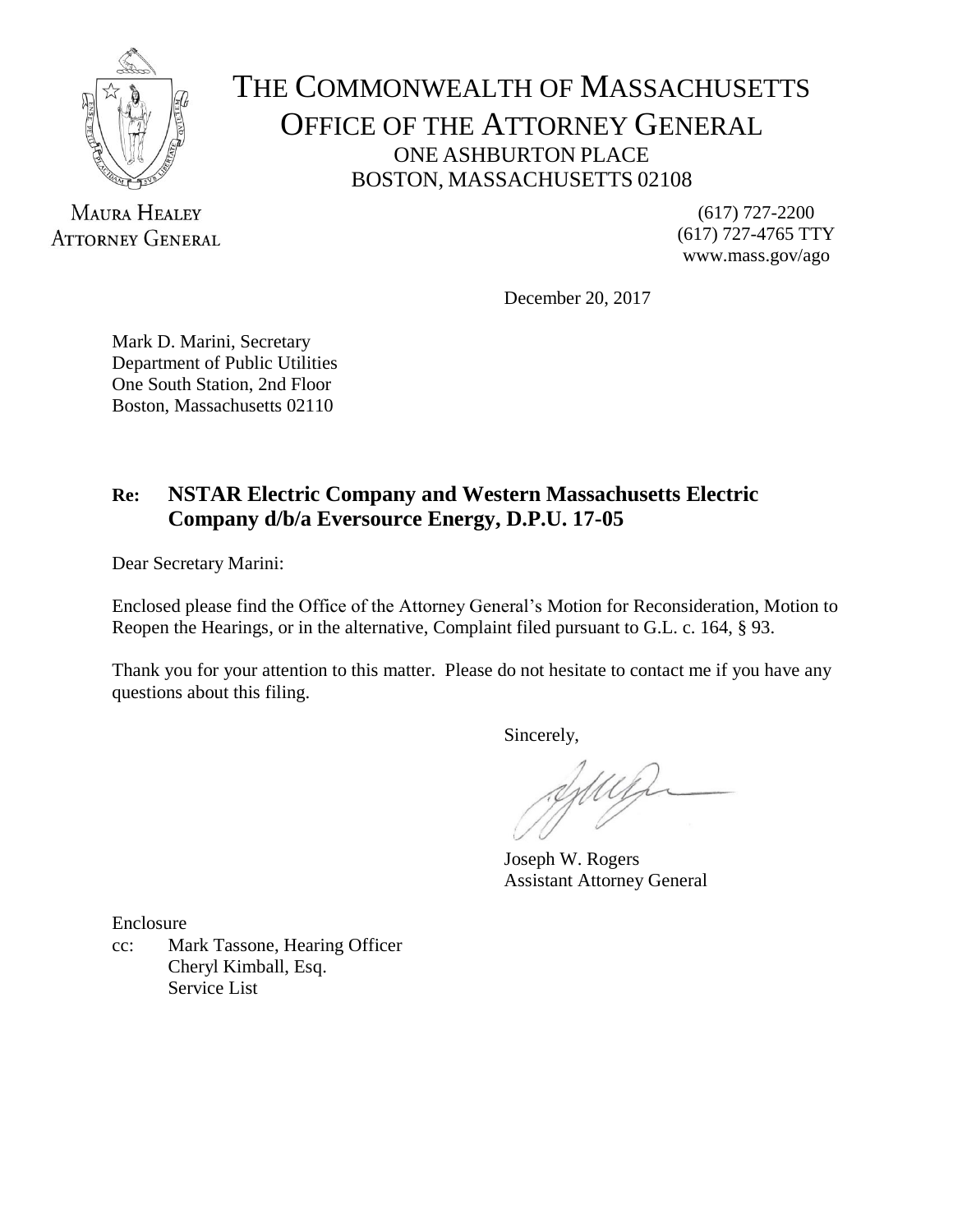# THE COMMONWEALTH OF MASSACHUSETTS
## OFFICE OF THE ATTORNEY GENERAL
ONE ASHBURTON PLACE
BOSTON, MASSACHUSETTS 02108

MAURA HEALEY
ATTORNEY GENERAL

(617) 727-2200
(617) 727-4765 TTY
www.mass.gov/ago

December 20, 2017

Mark D. Marini, Secretary
Department of Public Utilities
One South Station, 2nd Floor
Boston, Massachusetts 02110

**Re: NSTAR Electric Company and Western Massachusetts Electric Company d/b/a Eversource Energy, D.P.U. 17-05**

Dear Secretary Marini:

Enclosed please find the Office of the Attorney General's Motion for Reconsideration, Motion to Reopen the Hearings, or in the alternative, Complaint filed pursuant to G.L. c. 164, § 93.

Thank you for your attention to this matter. Please do not hesitate to contact me if you have any questions about this filing.

Sincerely,

Joseph W. Rogers
Assistant Attorney General

Enclosure
cc: Mark Tassone, Hearing Officer
Cheryl Kimball, Esq.
Service List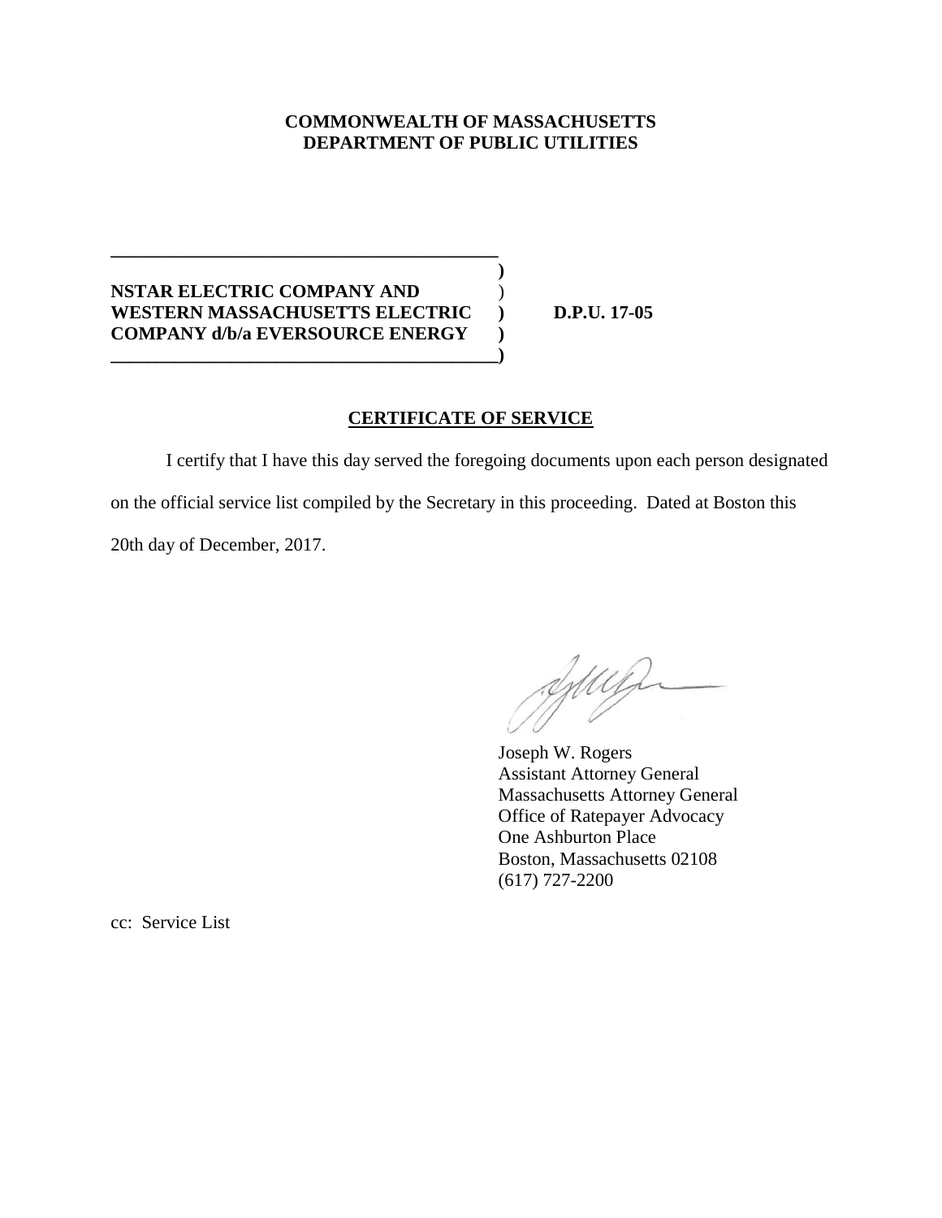**COMMONWEALTH OF MASSACHUSETTS**
**DEPARTMENT OF PUBLIC UTILITIES**

| | | |
|---|---|---|
| **NSTAR ELECTRIC COMPANY AND WESTERN MASSACHUSETTS ELECTRIC COMPANY d/b/a EVERSOURCE ENERGY** | ) | **D.P.U. 17-05** |

**CERTIFICATE OF SERVICE**

I certify that I have this day served the foregoing documents upon each person designated on the official service list compiled by the Secretary in this proceeding. Dated at Boston this 20th day of December, 2017.

Joseph W. Rogers
Assistant Attorney General
Massachusetts Attorney General
Office of Ratepayer Advocacy
One Ashburton Place
Boston, Massachusetts 02108
(617) 727-2200

cc: Service List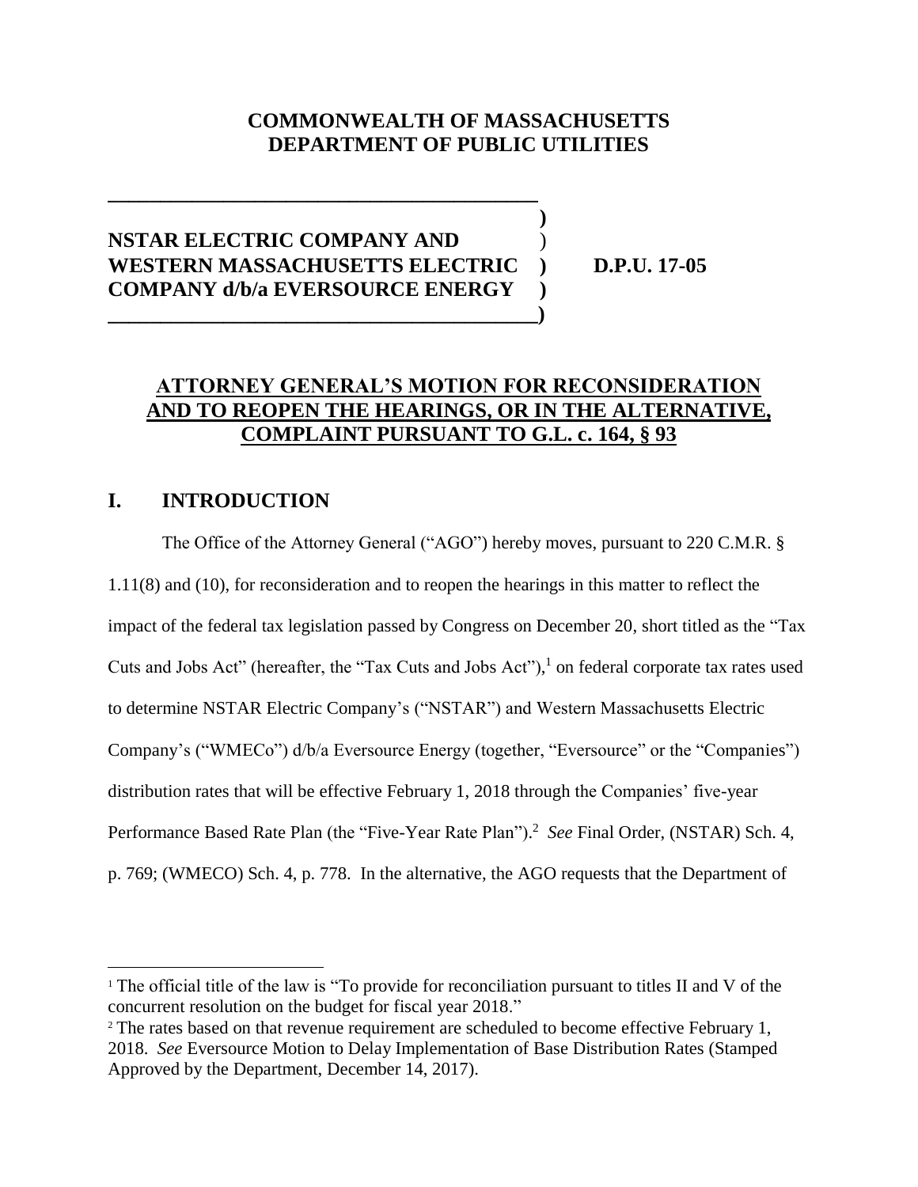# COMMONWEALTH OF MASSACHUSETTS
# DEPARTMENT OF PUBLIC UTILITIES

| | | |
|---|---|---|
| **NSTAR ELECTRIC COMPANY AND WESTERN MASSACHUSETTS ELECTRIC COMPANY d/b/a EVERSOURCE ENERGY** | ) | **D.P.U. 17-05** |

## ATTORNEY GENERAL'S MOTION FOR RECONSIDERATION AND TO REOPEN THE HEARINGS, OR IN THE ALTERNATIVE, COMPLAINT PURSUANT TO G.L. c. 164, § 93

## I. INTRODUCTION

The Office of the Attorney General ("AGO") hereby moves, pursuant to 220 C.M.R. § 1.11(8) and (10), for reconsideration and to reopen the hearings in this matter to reflect the impact of the federal tax legislation passed by Congress on December 20, short titled as the "Tax Cuts and Jobs Act" (hereafter, the "Tax Cuts and Jobs Act"),[1] on federal corporate tax rates used to determine NSTAR Electric Company's ("NSTAR") and Western Massachusetts Electric Company's ("WMECo") d/b/a Eversource Energy (together, "Eversource" or the "Companies") distribution rates that will be effective February 1, 2018 through the Companies' five-year Performance Based Rate Plan (the "Five-Year Rate Plan").[2] *See* Final Order, (NSTAR) Sch. 4, p. 769; (WMECO) Sch. 4, p. 778. In the alternative, the AGO requests that the Department of

---

[1] The official title of the law is "To provide for reconciliation pursuant to titles II and V of the concurrent resolution on the budget for fiscal year 2018."

[2] The rates based on that revenue requirement are scheduled to become effective February 1, 2018. *See* Eversource Motion to Delay Implementation of Base Distribution Rates (Stamped Approved by the Department, December 14, 2017).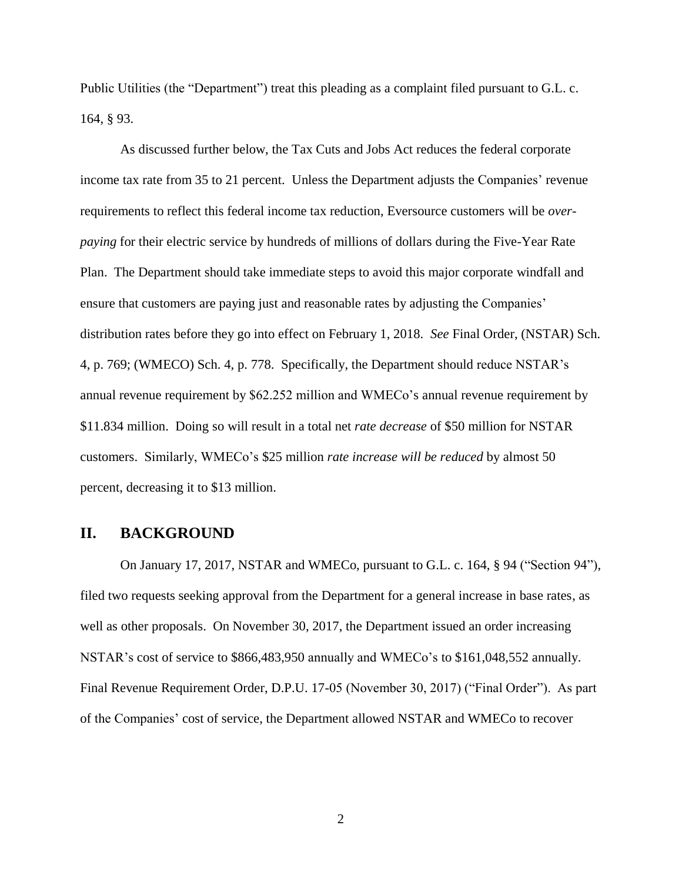Public Utilities (the "Department") treat this pleading as a complaint filed pursuant to G.L. c. 164, § 93.

As discussed further below, the Tax Cuts and Jobs Act reduces the federal corporate income tax rate from 35 to 21 percent. Unless the Department adjusts the Companies' revenue requirements to reflect this federal income tax reduction, Eversource customers will be *over-paying* for their electric service by hundreds of millions of dollars during the Five-Year Rate Plan. The Department should take immediate steps to avoid this major corporate windfall and ensure that customers are paying just and reasonable rates by adjusting the Companies' distribution rates before they go into effect on February 1, 2018. *See* Final Order, (NSTAR) Sch. 4, p. 769; (WMECO) Sch. 4, p. 778. Specifically, the Department should reduce NSTAR's annual revenue requirement by $62.252 million and WMECo's annual revenue requirement by $11.834 million. Doing so will result in a total net *rate decrease* of $50 million for NSTAR customers. Similarly, WMECo's $25 million *rate increase will be reduced* by almost 50 percent, decreasing it to $13 million.

## II. BACKGROUND

On January 17, 2017, NSTAR and WMECo, pursuant to G.L. c. 164, § 94 ("Section 94"), filed two requests seeking approval from the Department for a general increase in base rates, as well as other proposals. On November 30, 2017, the Department issued an order increasing NSTAR's cost of service to $866,483,950 annually and WMECo's to $161,048,552 annually. Final Revenue Requirement Order, D.P.U. 17-05 (November 30, 2017) ("Final Order"). As part of the Companies' cost of service, the Department allowed NSTAR and WMECo to recover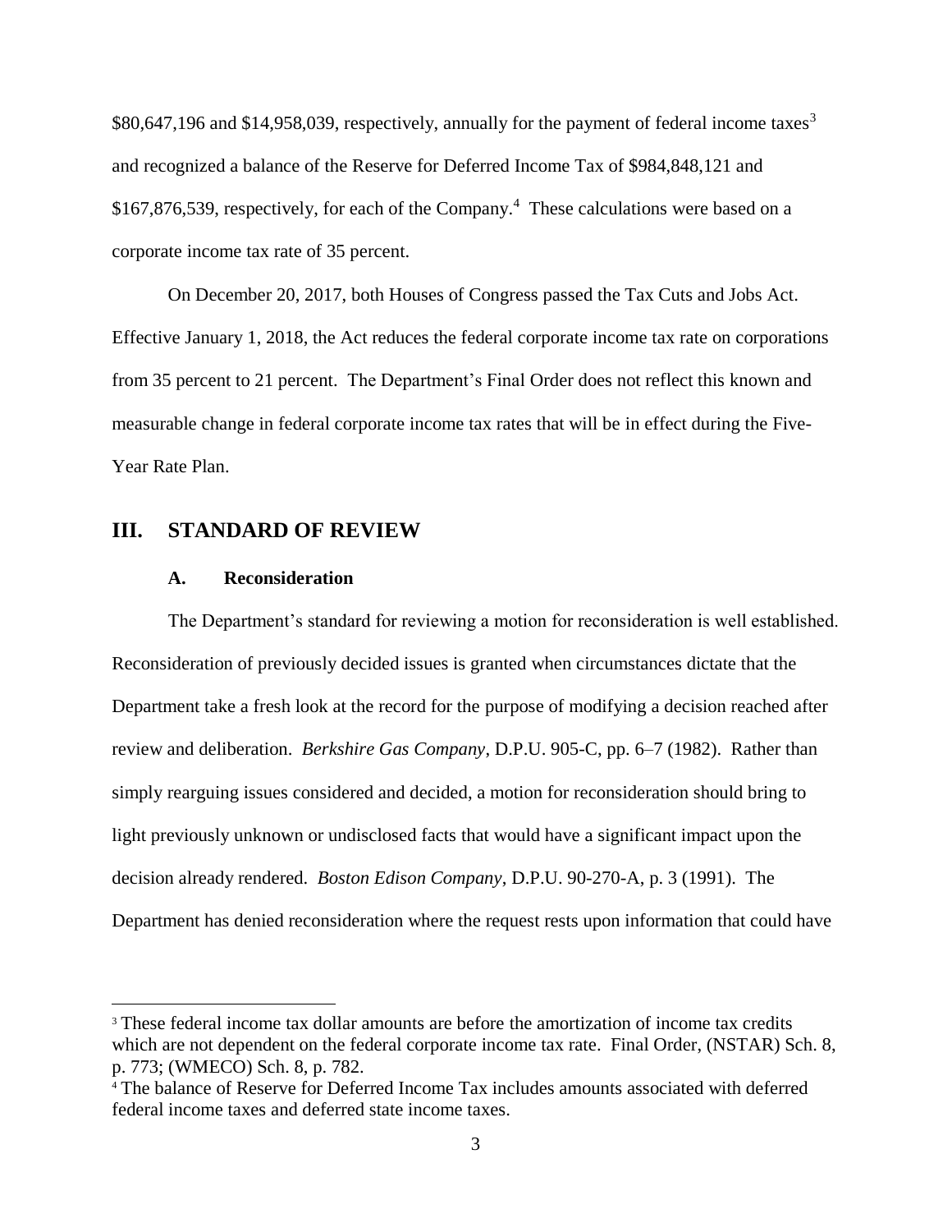$80,647,196 and $14,958,039, respectively, annually for the payment of federal income taxes[3] and recognized a balance of the Reserve for Deferred Income Tax of $984,848,121 and $167,876,539, respectively, for each of the Company.[4] These calculations were based on a corporate income tax rate of 35 percent.

On December 20, 2017, both Houses of Congress passed the Tax Cuts and Jobs Act. Effective January 1, 2018, the Act reduces the federal corporate income tax rate on corporations from 35 percent to 21 percent. The Department's Final Order does not reflect this known and measurable change in federal corporate income tax rates that will be in effect during the Five-Year Rate Plan.

## III. STANDARD OF REVIEW

### A. Reconsideration

The Department's standard for reviewing a motion for reconsideration is well established. Reconsideration of previously decided issues is granted when circumstances dictate that the Department take a fresh look at the record for the purpose of modifying a decision reached after review and deliberation. *Berkshire Gas Company*, D.P.U. 905-C, pp. 6–7 (1982). Rather than simply rearguing issues considered and decided, a motion for reconsideration should bring to light previously unknown or undisclosed facts that would have a significant impact upon the decision already rendered. *Boston Edison Company*, D.P.U. 90-270-A, p. 3 (1991). The Department has denied reconsideration where the request rests upon information that could have

---

[3] These federal income tax dollar amounts are before the amortization of income tax credits which are not dependent on the federal corporate income tax rate. Final Order, (NSTAR) Sch. 8, p. 773; (WMECO) Sch. 8, p. 782.

[4] The balance of Reserve for Deferred Income Tax includes amounts associated with deferred federal income taxes and deferred state income taxes.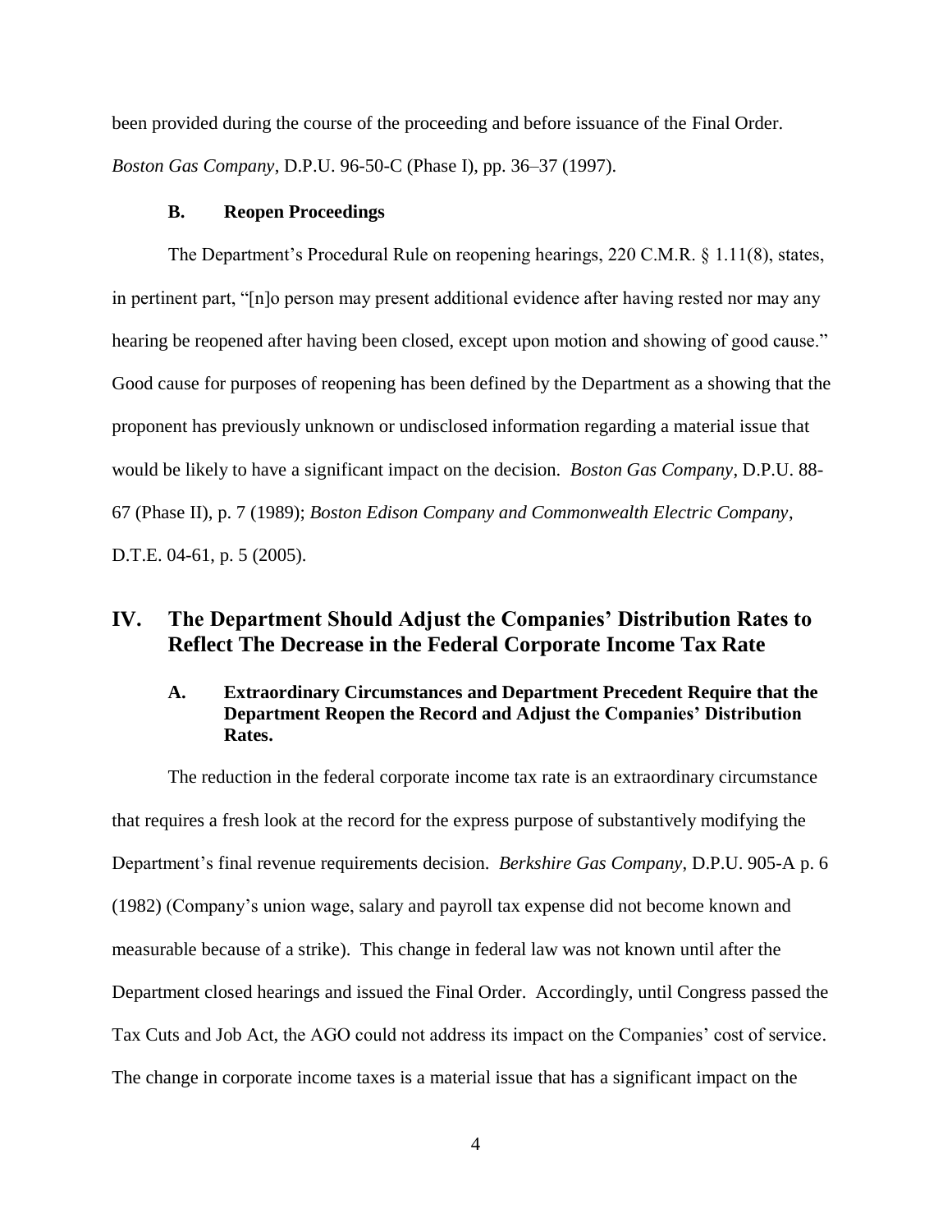been provided during the course of the proceeding and before issuance of the Final Order. *Boston Gas Company*, D.P.U. 96-50-C (Phase I), pp. 36–37 (1997).

### B. Reopen Proceedings

The Department's Procedural Rule on reopening hearings, 220 C.M.R. § 1.11(8), states, in pertinent part, "[n]o person may present additional evidence after having rested nor may any hearing be reopened after having been closed, except upon motion and showing of good cause." Good cause for purposes of reopening has been defined by the Department as a showing that the proponent has previously unknown or undisclosed information regarding a material issue that would be likely to have a significant impact on the decision. *Boston Gas Company*, D.P.U. 88-67 (Phase II), p. 7 (1989); *Boston Edison Company and Commonwealth Electric Company*, D.T.E. 04-61, p. 5 (2005).

## IV. The Department Should Adjust the Companies' Distribution Rates to Reflect The Decrease in the Federal Corporate Income Tax Rate

### A. Extraordinary Circumstances and Department Precedent Require that the Department Reopen the Record and Adjust the Companies' Distribution Rates.

The reduction in the federal corporate income tax rate is an extraordinary circumstance that requires a fresh look at the record for the express purpose of substantively modifying the Department's final revenue requirements decision. *Berkshire Gas Company*, D.P.U. 905-A p. 6 (1982) (Company's union wage, salary and payroll tax expense did not become known and measurable because of a strike). This change in federal law was not known until after the Department closed hearings and issued the Final Order. Accordingly, until Congress passed the Tax Cuts and Job Act, the AGO could not address its impact on the Companies' cost of service. The change in corporate income taxes is a material issue that has a significant impact on the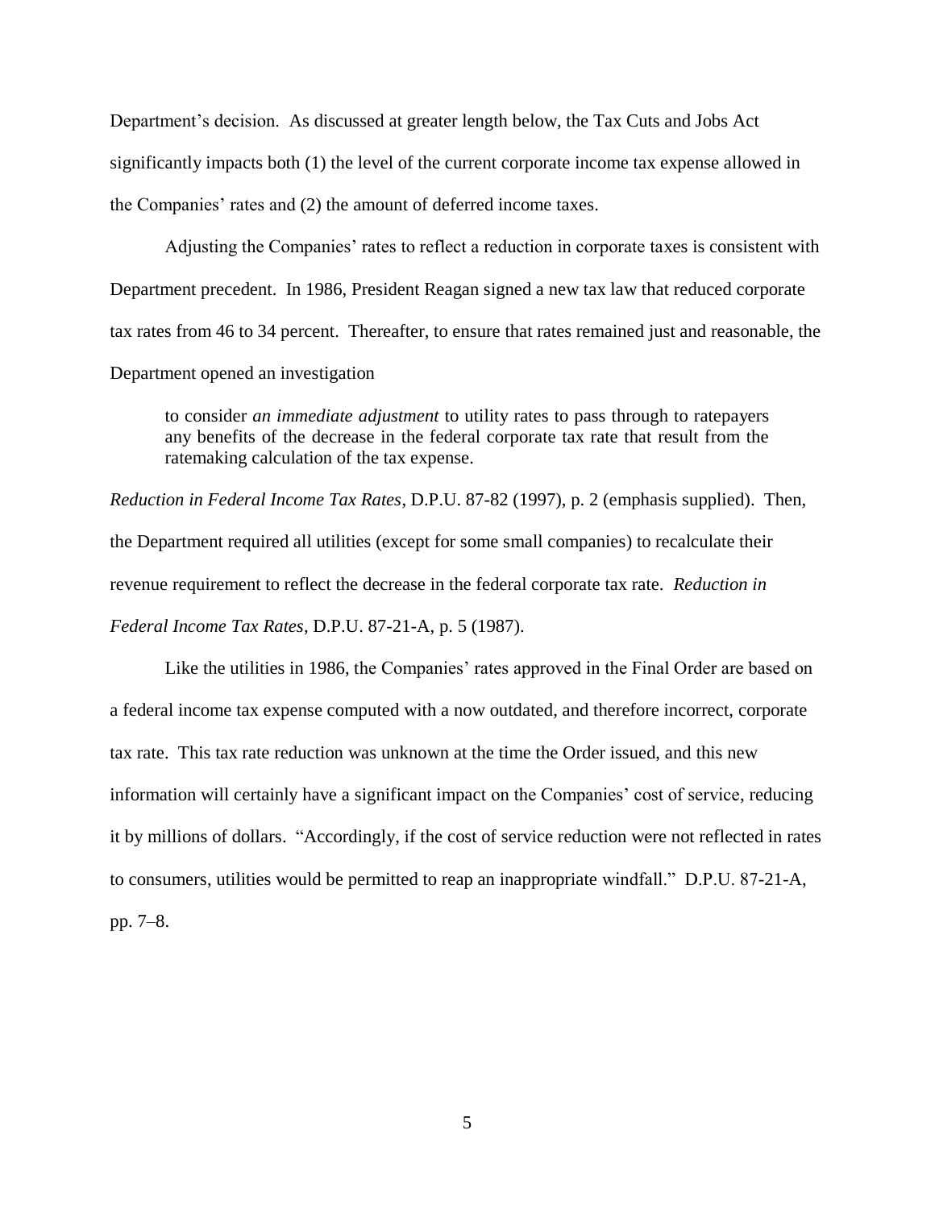Department's decision. As discussed at greater length below, the Tax Cuts and Jobs Act significantly impacts both (1) the level of the current corporate income tax expense allowed in the Companies' rates and (2) the amount of deferred income taxes.

Adjusting the Companies' rates to reflect a reduction in corporate taxes is consistent with Department precedent. In 1986, President Reagan signed a new tax law that reduced corporate tax rates from 46 to 34 percent. Thereafter, to ensure that rates remained just and reasonable, the Department opened an investigation

> to consider *an immediate adjustment* to utility rates to pass through to ratepayers any benefits of the decrease in the federal corporate tax rate that result from the ratemaking calculation of the tax expense.

*Reduction in Federal Income Tax Rates*, D.P.U. 87-82 (1997), p. 2 (emphasis supplied). Then, the Department required all utilities (except for some small companies) to recalculate their revenue requirement to reflect the decrease in the federal corporate tax rate. *Reduction in Federal Income Tax Rates*, D.P.U. 87-21-A, p. 5 (1987).

Like the utilities in 1986, the Companies' rates approved in the Final Order are based on a federal income tax expense computed with a now outdated, and therefore incorrect, corporate tax rate. This tax rate reduction was unknown at the time the Order issued, and this new information will certainly have a significant impact on the Companies' cost of service, reducing it by millions of dollars. "Accordingly, if the cost of service reduction were not reflected in rates to consumers, utilities would be permitted to reap an inappropriate windfall." D.P.U. 87-21-A, pp. 7–8.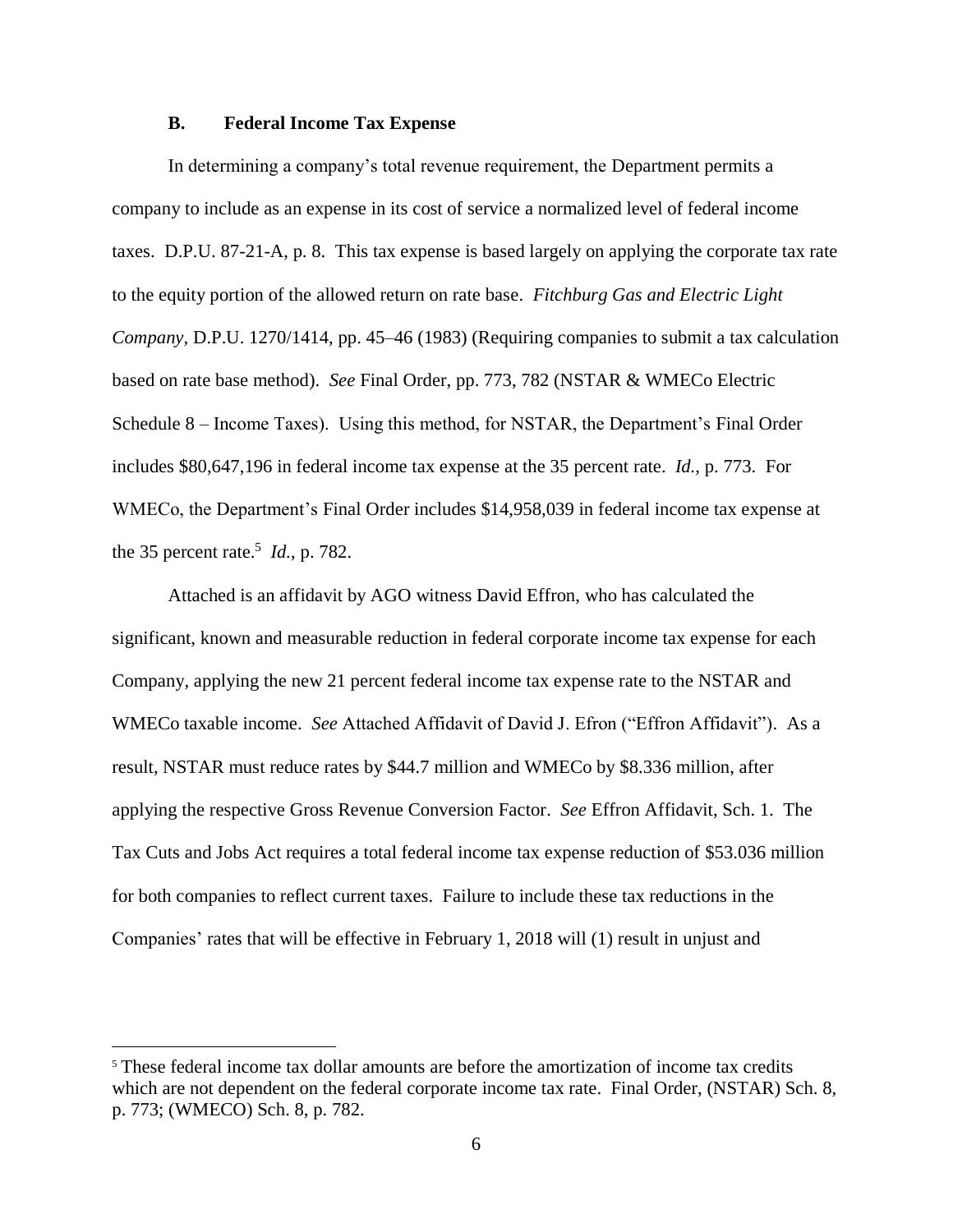### B. Federal Income Tax Expense

In determining a company's total revenue requirement, the Department permits a company to include as an expense in its cost of service a normalized level of federal income taxes. D.P.U. 87-21-A, p. 8. This tax expense is based largely on applying the corporate tax rate to the equity portion of the allowed return on rate base. *Fitchburg Gas and Electric Light Company*, D.P.U. 1270/1414, pp. 45–46 (1983) (Requiring companies to submit a tax calculation based on rate base method). *See* Final Order, pp. 773, 782 (NSTAR & WMECo Electric Schedule 8 – Income Taxes). Using this method, for NSTAR, the Department's Final Order includes $80,647,196 in federal income tax expense at the 35 percent rate. *Id.*, p. 773. For WMECo, the Department's Final Order includes $14,958,039 in federal income tax expense at the 35 percent rate.[5] *Id.*, p. 782.

Attached is an affidavit by AGO witness David Effron, who has calculated the significant, known and measurable reduction in federal corporate income tax expense for each Company, applying the new 21 percent federal income tax expense rate to the NSTAR and WMECo taxable income. *See* Attached Affidavit of David J. Efron ("Effron Affidavit"). As a result, NSTAR must reduce rates by $44.7 million and WMECo by $8.336 million, after applying the respective Gross Revenue Conversion Factor. *See* Effron Affidavit, Sch. 1. The Tax Cuts and Jobs Act requires a total federal income tax expense reduction of $53.036 million for both companies to reflect current taxes. Failure to include these tax reductions in the Companies' rates that will be effective in February 1, 2018 will (1) result in unjust and

[5] These federal income tax dollar amounts are before the amortization of income tax credits which are not dependent on the federal corporate income tax rate. Final Order, (NSTAR) Sch. 8, p. 773; (WMECO) Sch. 8, p. 782.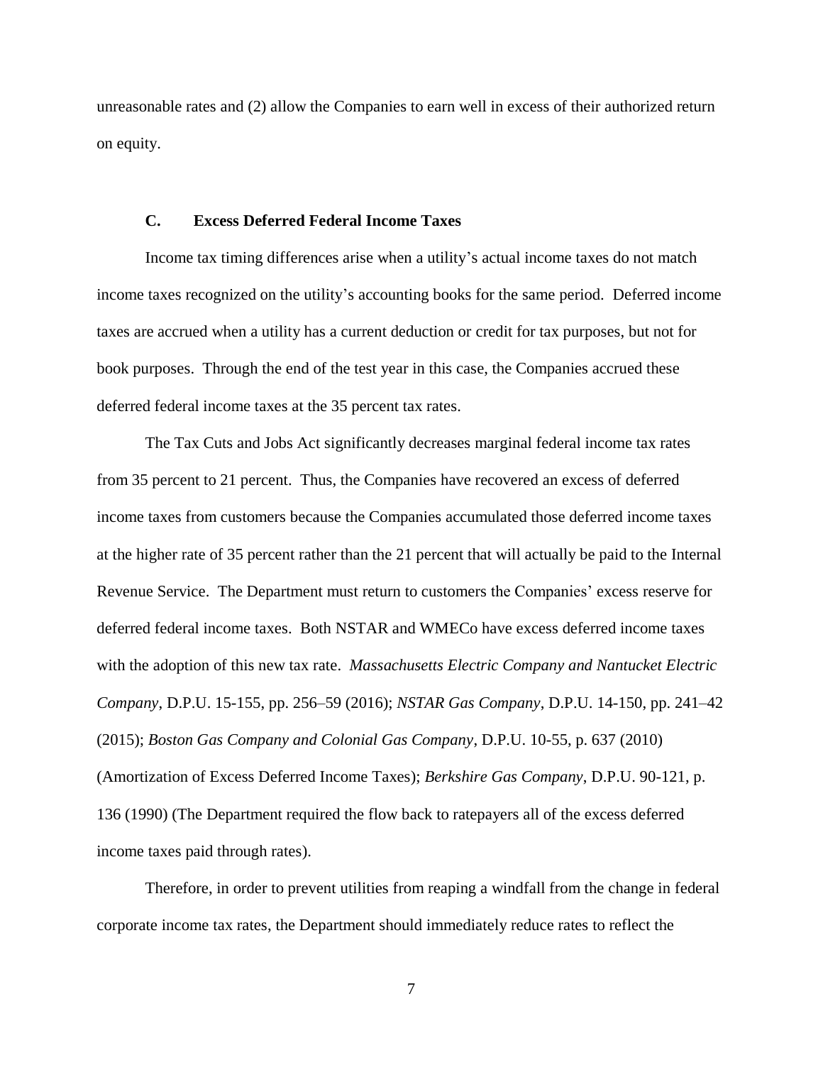unreasonable rates and (2) allow the Companies to earn well in excess of their authorized return on equity.

### C. Excess Deferred Federal Income Taxes

Income tax timing differences arise when a utility's actual income taxes do not match income taxes recognized on the utility's accounting books for the same period. Deferred income taxes are accrued when a utility has a current deduction or credit for tax purposes, but not for book purposes. Through the end of the test year in this case, the Companies accrued these deferred federal income taxes at the 35 percent tax rates.

The Tax Cuts and Jobs Act significantly decreases marginal federal income tax rates from 35 percent to 21 percent. Thus, the Companies have recovered an excess of deferred income taxes from customers because the Companies accumulated those deferred income taxes at the higher rate of 35 percent rather than the 21 percent that will actually be paid to the Internal Revenue Service. The Department must return to customers the Companies' excess reserve for deferred federal income taxes. Both NSTAR and WMECo have excess deferred income taxes with the adoption of this new tax rate. *Massachusetts Electric Company and Nantucket Electric Company*, D.P.U. 15-155, pp. 256–59 (2016); *NSTAR Gas Company*, D.P.U. 14-150, pp. 241–42 (2015); *Boston Gas Company and Colonial Gas Company*, D.P.U. 10-55, p. 637 (2010) (Amortization of Excess Deferred Income Taxes); *Berkshire Gas Company*, D.P.U. 90-121, p. 136 (1990) (The Department required the flow back to ratepayers all of the excess deferred income taxes paid through rates).

Therefore, in order to prevent utilities from reaping a windfall from the change in federal corporate income tax rates, the Department should immediately reduce rates to reflect the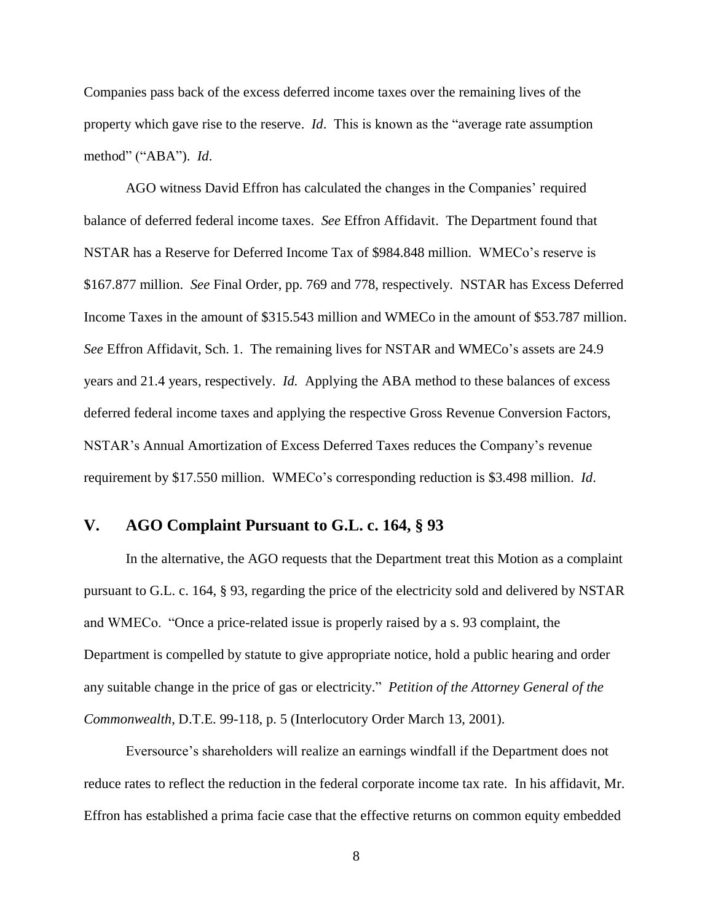Companies pass back of the excess deferred income taxes over the remaining lives of the property which gave rise to the reserve. *Id*. This is known as the "average rate assumption method" ("ABA"). *Id*.

AGO witness David Effron has calculated the changes in the Companies' required balance of deferred federal income taxes. *See* Effron Affidavit. The Department found that NSTAR has a Reserve for Deferred Income Tax of $984.848 million. WMECo's reserve is $167.877 million. *See* Final Order, pp. 769 and 778, respectively. NSTAR has Excess Deferred Income Taxes in the amount of $315.543 million and WMECo in the amount of $53.787 million. *See* Effron Affidavit, Sch. 1. The remaining lives for NSTAR and WMECo's assets are 24.9 years and 21.4 years, respectively. *Id.* Applying the ABA method to these balances of excess deferred federal income taxes and applying the respective Gross Revenue Conversion Factors, NSTAR's Annual Amortization of Excess Deferred Taxes reduces the Company's revenue requirement by $17.550 million. WMECo's corresponding reduction is $3.498 million. *Id*.

## V. AGO Complaint Pursuant to G.L. c. 164, § 93

In the alternative, the AGO requests that the Department treat this Motion as a complaint pursuant to G.L. c. 164, § 93, regarding the price of the electricity sold and delivered by NSTAR and WMECo. "Once a price-related issue is properly raised by a s. 93 complaint, the Department is compelled by statute to give appropriate notice, hold a public hearing and order any suitable change in the price of gas or electricity." *Petition of the Attorney General of the Commonwealth*, D.T.E. 99-118, p. 5 (Interlocutory Order March 13, 2001).

Eversource's shareholders will realize an earnings windfall if the Department does not reduce rates to reflect the reduction in the federal corporate income tax rate. In his affidavit, Mr. Effron has established a prima facie case that the effective returns on common equity embedded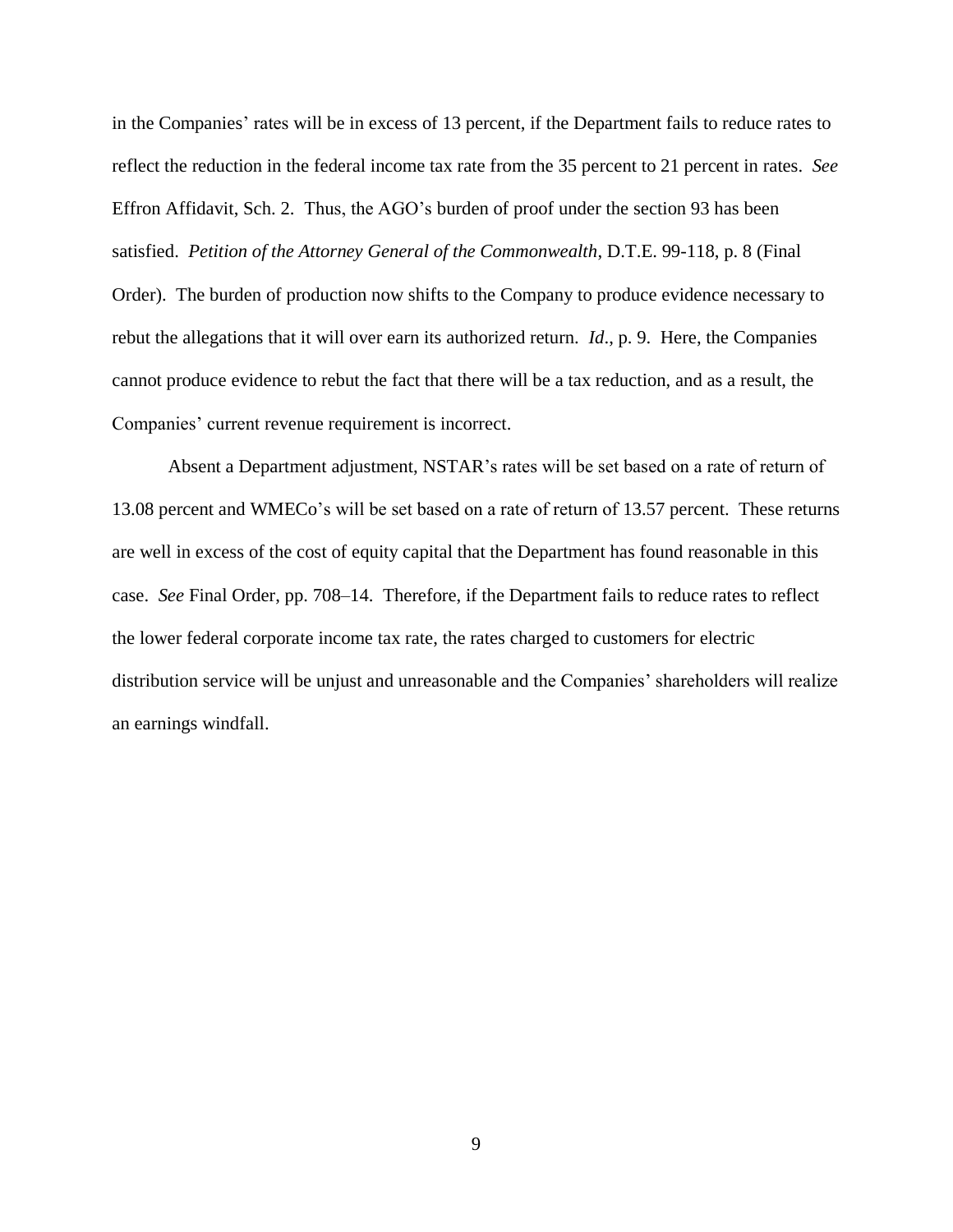in the Companies' rates will be in excess of 13 percent, if the Department fails to reduce rates to reflect the reduction in the federal income tax rate from the 35 percent to 21 percent in rates. *See* Effron Affidavit, Sch. 2. Thus, the AGO's burden of proof under the section 93 has been satisfied. *Petition of the Attorney General of the Commonwealth*, D.T.E. 99-118, p. 8 (Final Order). The burden of production now shifts to the Company to produce evidence necessary to rebut the allegations that it will over earn its authorized return. *Id*., p. 9. Here, the Companies cannot produce evidence to rebut the fact that there will be a tax reduction, and as a result, the Companies' current revenue requirement is incorrect.

Absent a Department adjustment, NSTAR's rates will be set based on a rate of return of 13.08 percent and WMECo's will be set based on a rate of return of 13.57 percent. These returns are well in excess of the cost of equity capital that the Department has found reasonable in this case. *See* Final Order, pp. 708–14. Therefore, if the Department fails to reduce rates to reflect the lower federal corporate income tax rate, the rates charged to customers for electric distribution service will be unjust and unreasonable and the Companies' shareholders will realize an earnings windfall.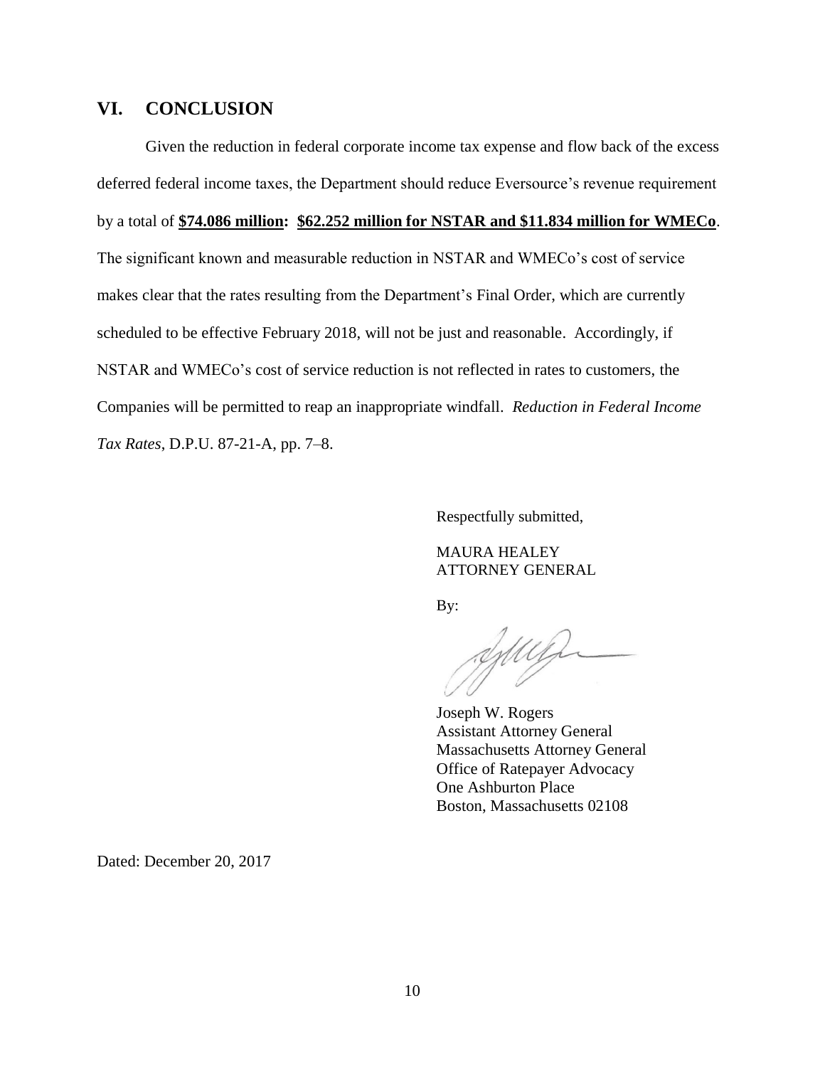## VI. CONCLUSION

Given the reduction in federal corporate income tax expense and flow back of the excess deferred federal income taxes, the Department should reduce Eversource's revenue requirement by a total of **<u>$74.086 million</u>: <u>$62.252 million for NSTAR and $11.834 million for WMECo</u>**. The significant known and measurable reduction in NSTAR and WMECo's cost of service makes clear that the rates resulting from the Department's Final Order, which are currently scheduled to be effective February 2018, will not be just and reasonable. Accordingly, if NSTAR and WMECo's cost of service reduction is not reflected in rates to customers, the Companies will be permitted to reap an inappropriate windfall. *Reduction in Federal Income Tax Rates*, D.P.U. 87-21-A, pp. 7–8.

Respectfully submitted,

MAURA HEALEY
ATTORNEY GENERAL

By:

Joseph W. Rogers
Assistant Attorney General
Massachusetts Attorney General
Office of Ratepayer Advocacy
One Ashburton Place
Boston, Massachusetts 02108

Dated: December 20, 2017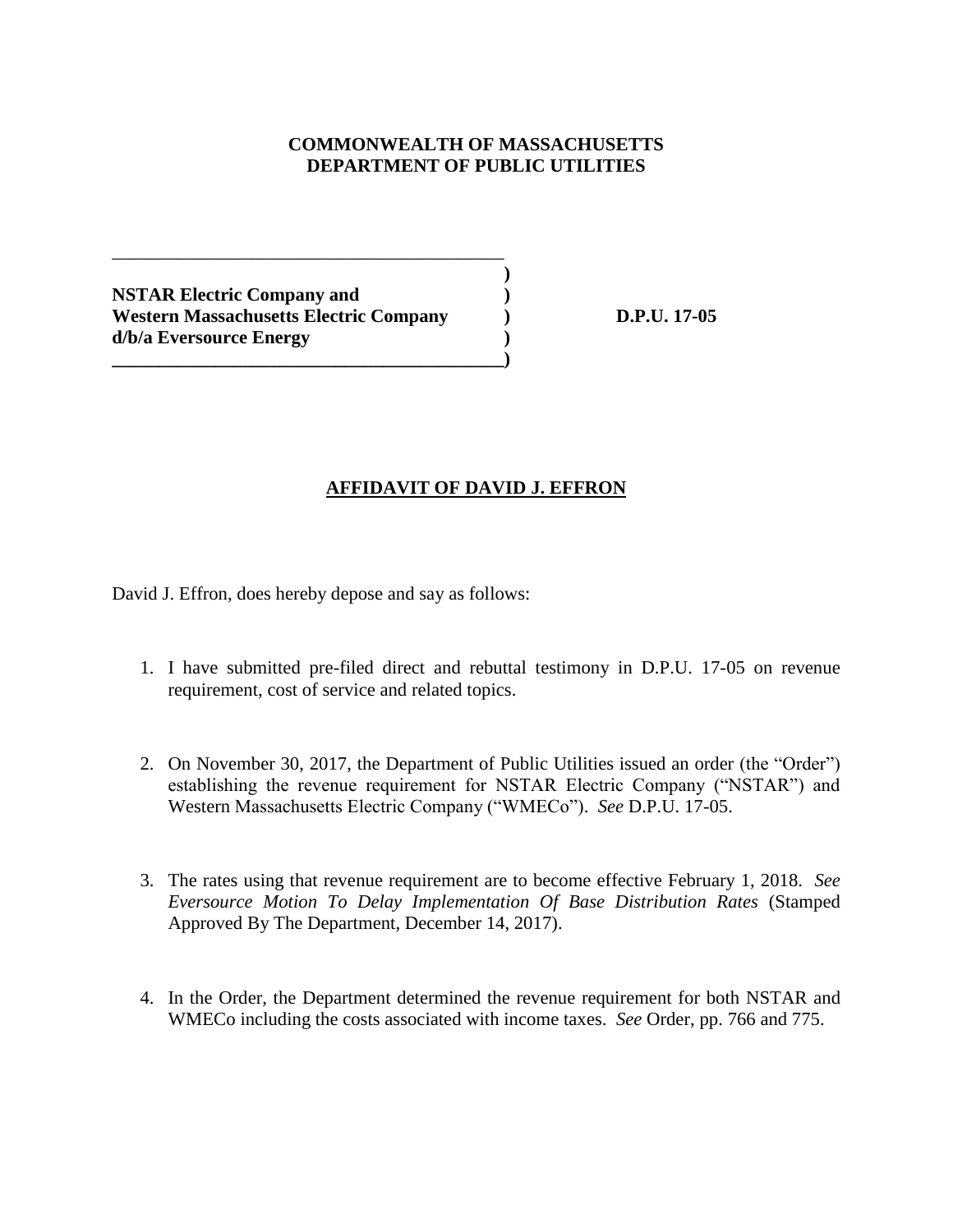**COMMONWEALTH OF MASSACHUSETTS**
**DEPARTMENT OF PUBLIC UTILITIES**

| | | |
|---|---|---|
| **NSTAR Electric Company and** | **)** | |
| **Western Massachusetts Electric Company** | **)** | **D.P.U. 17-05** |
| **d/b/a Eversource Energy** | **)** | |

## AFFIDAVIT OF DAVID J. EFFRON

David J. Effron, does hereby depose and say as follows:

1. I have submitted pre-filed direct and rebuttal testimony in D.P.U. 17-05 on revenue requirement, cost of service and related topics.

2. On November 30, 2017, the Department of Public Utilities issued an order (the "Order") establishing the revenue requirement for NSTAR Electric Company ("NSTAR") and Western Massachusetts Electric Company ("WMECo"). *See* D.P.U. 17-05.

3. The rates using that revenue requirement are to become effective February 1, 2018. *See Eversource Motion To Delay Implementation Of Base Distribution Rates* (Stamped Approved By The Department, December 14, 2017).

4. In the Order, the Department determined the revenue requirement for both NSTAR and WMECo including the costs associated with income taxes. *See* Order, pp. 766 and 775.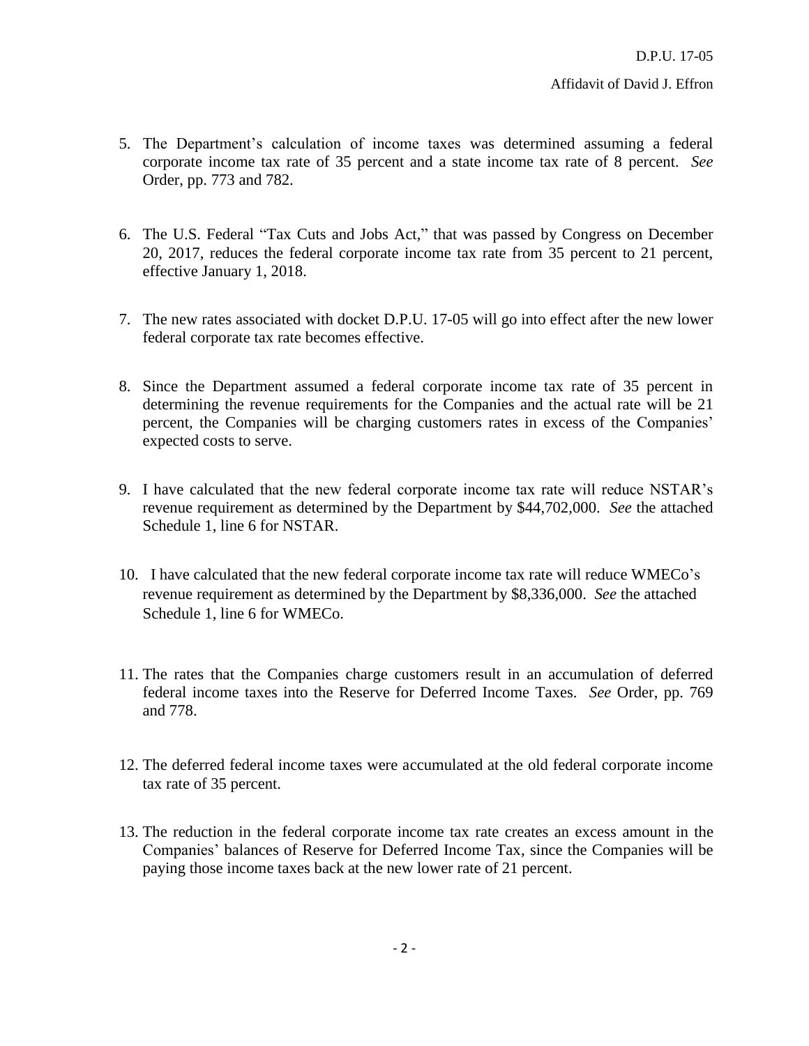5. The Department's calculation of income taxes was determined assuming a federal corporate income tax rate of 35 percent and a state income tax rate of 8 percent. *See* Order, pp. 773 and 782.

6. The U.S. Federal "Tax Cuts and Jobs Act," that was passed by Congress on December 20, 2017, reduces the federal corporate income tax rate from 35 percent to 21 percent, effective January 1, 2018.

7. The new rates associated with docket D.P.U. 17-05 will go into effect after the new lower federal corporate tax rate becomes effective.

8. Since the Department assumed a federal corporate income tax rate of 35 percent in determining the revenue requirements for the Companies and the actual rate will be 21 percent, the Companies will be charging customers rates in excess of the Companies' expected costs to serve.

9. I have calculated that the new federal corporate income tax rate will reduce NSTAR's revenue requirement as determined by the Department by $44,702,000. *See* the attached Schedule 1, line 6 for NSTAR.

10. I have calculated that the new federal corporate income tax rate will reduce WMECo's revenue requirement as determined by the Department by $8,336,000. *See* the attached Schedule 1, line 6 for WMECo.

11. The rates that the Companies charge customers result in an accumulation of deferred federal income taxes into the Reserve for Deferred Income Taxes. *See* Order, pp. 769 and 778.

12. The deferred federal income taxes were accumulated at the old federal corporate income tax rate of 35 percent.

13. The reduction in the federal corporate income tax rate creates an excess amount in the Companies' balances of Reserve for Deferred Income Tax, since the Companies will be paying those income taxes back at the new lower rate of 21 percent.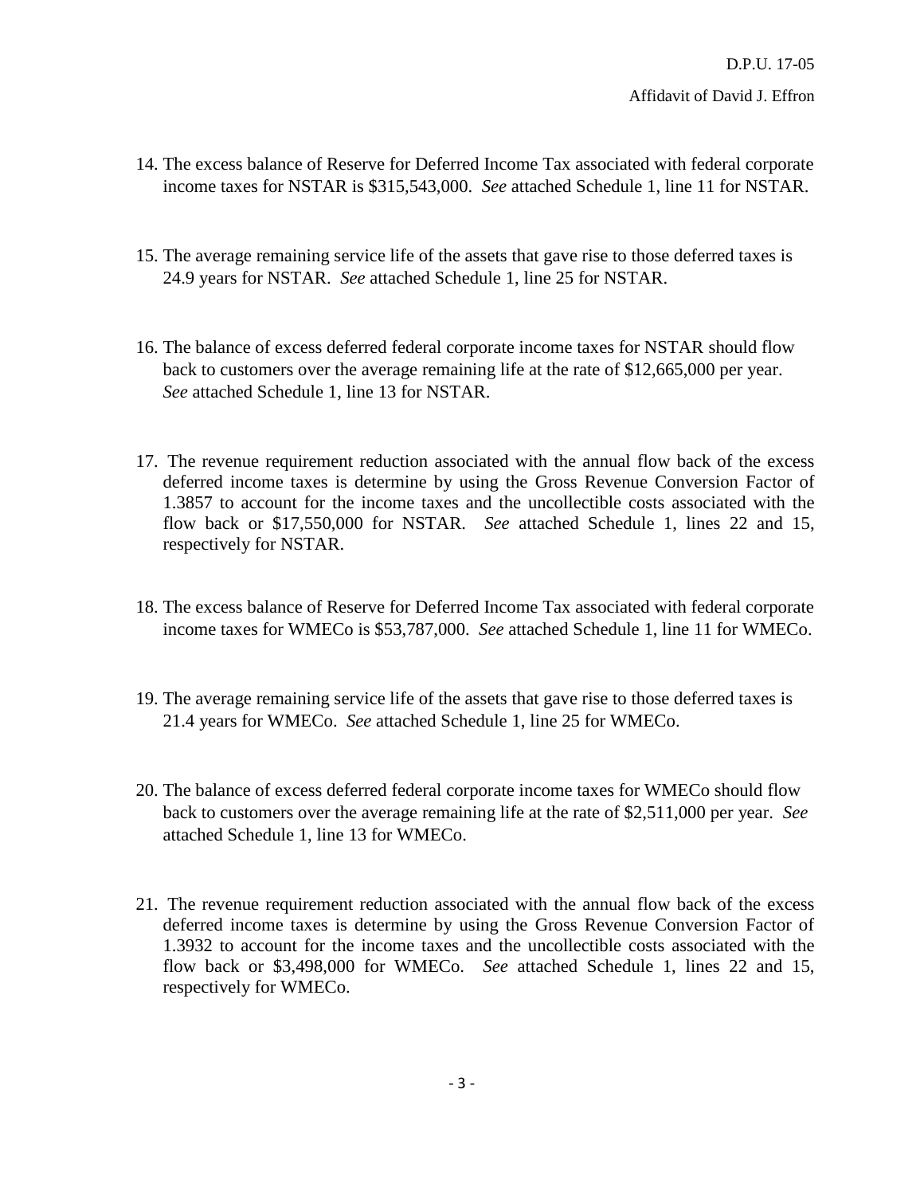14. The excess balance of Reserve for Deferred Income Tax associated with federal corporate income taxes for NSTAR is $315,543,000. *See* attached Schedule 1, line 11 for NSTAR.

15. The average remaining service life of the assets that gave rise to those deferred taxes is 24.9 years for NSTAR. *See* attached Schedule 1, line 25 for NSTAR.

16. The balance of excess deferred federal corporate income taxes for NSTAR should flow back to customers over the average remaining life at the rate of $12,665,000 per year. *See* attached Schedule 1, line 13 for NSTAR.

17. The revenue requirement reduction associated with the annual flow back of the excess deferred income taxes is determine by using the Gross Revenue Conversion Factor of 1.3857 to account for the income taxes and the uncollectible costs associated with the flow back or $17,550,000 for NSTAR. *See* attached Schedule 1, lines 22 and 15, respectively for NSTAR.

18. The excess balance of Reserve for Deferred Income Tax associated with federal corporate income taxes for WMECo is $53,787,000. *See* attached Schedule 1, line 11 for WMECo.

19. The average remaining service life of the assets that gave rise to those deferred taxes is 21.4 years for WMECo. *See* attached Schedule 1, line 25 for WMECo.

20. The balance of excess deferred federal corporate income taxes for WMECo should flow back to customers over the average remaining life at the rate of $2,511,000 per year. *See* attached Schedule 1, line 13 for WMECo.

21. The revenue requirement reduction associated with the annual flow back of the excess deferred income taxes is determine by using the Gross Revenue Conversion Factor of 1.3932 to account for the income taxes and the uncollectible costs associated with the flow back or $3,498,000 for WMECo. *See* attached Schedule 1, lines 22 and 15, respectively for WMECo.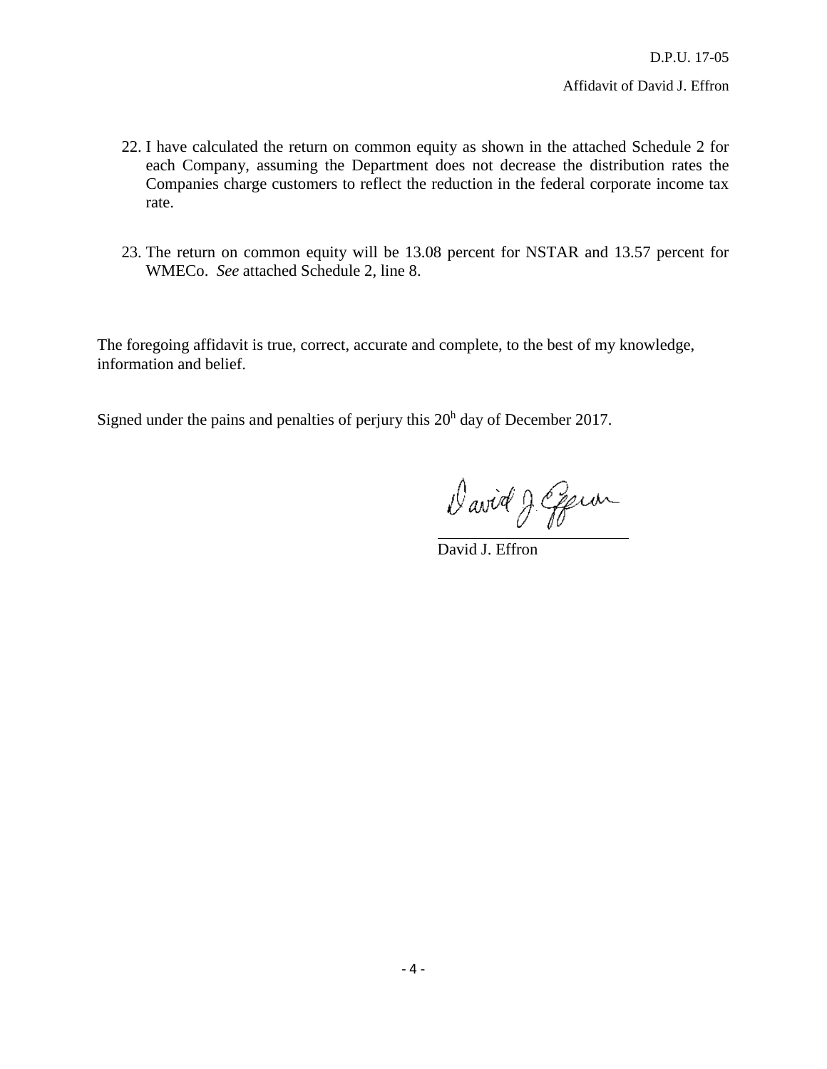22. I have calculated the return on common equity as shown in the attached Schedule 2 for each Company, assuming the Department does not decrease the distribution rates the Companies charge customers to reflect the reduction in the federal corporate income tax rate.

23. The return on common equity will be 13.08 percent for NSTAR and 13.57 percent for WMECo. *See* attached Schedule 2, line 8.

The foregoing affidavit is true, correct, accurate and complete, to the best of my knowledge, information and belief.

Signed under the pains and penalties of perjury this 20h day of December 2017.

David J. Effron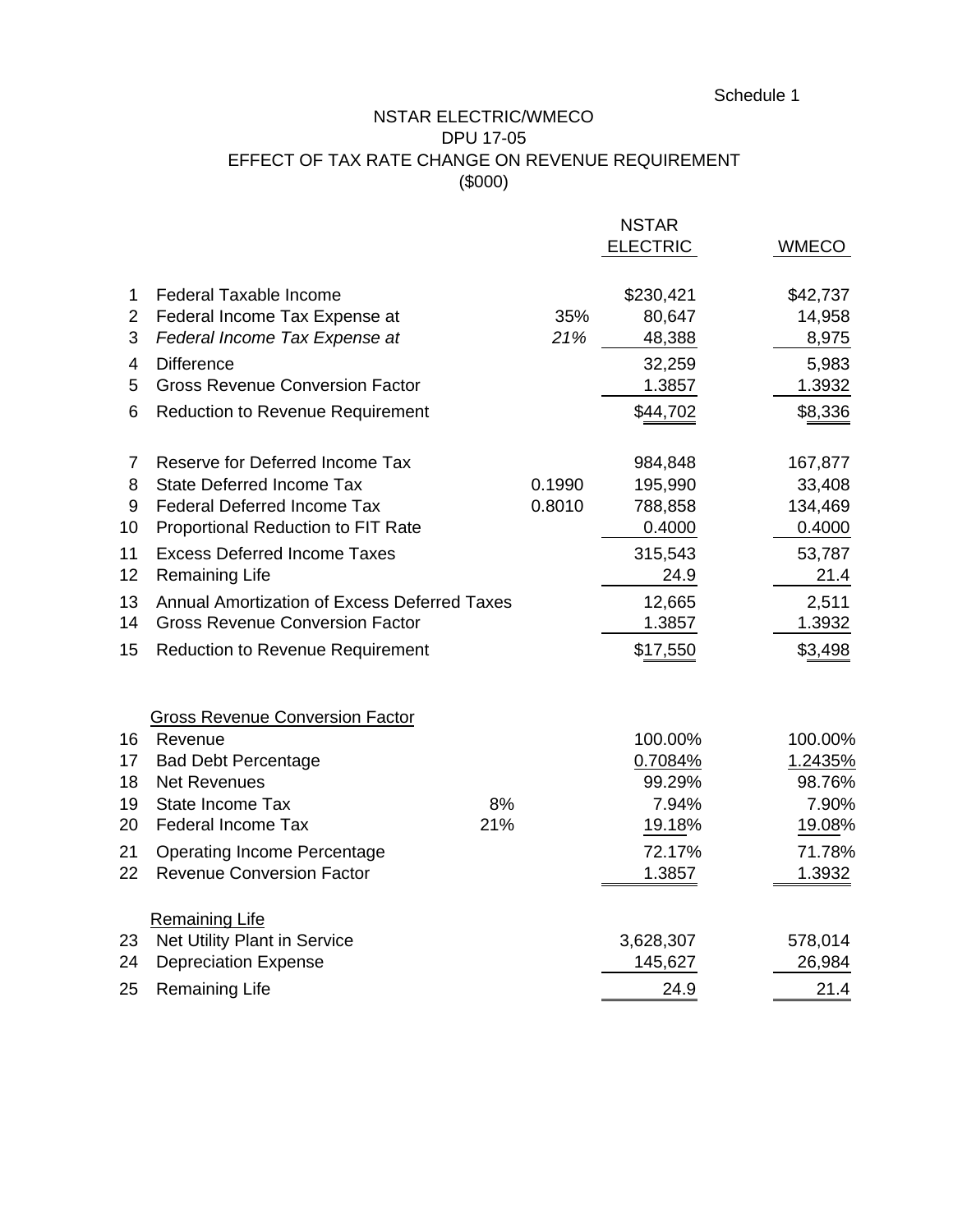Schedule 1

# NSTAR ELECTRIC/WMECO
## DPU 17-05
## EFFECT OF TAX RATE CHANGE ON REVENUE REQUIREMENT
## ($000)

| | | | | NSTAR ELECTRIC | WMECO |
|---|---|---|---|---|---|
| 1 | Federal Taxable Income | | | $230,421 | $42,737 |
| 2 | Federal Income Tax Expense at | | 35% | 80,647 | 14,958 |
| 3 | *Federal Income Tax Expense at* | | *21%* | 48,388 | 8,975 |
| 4 | Difference | | | 32,259 | 5,983 |
| 5 | Gross Revenue Conversion Factor | | | 1.3857 | 1.3932 |
| 6 | Reduction to Revenue Requirement | | | $44,702 | $8,336 |
| | | | | | |
| 7 | Reserve for Deferred Income Tax | | | 984,848 | 167,877 |
| 8 | State Deferred Income Tax | | 0.1990 | 195,990 | 33,408 |
| 9 | Federal Deferred Income Tax | | 0.8010 | 788,858 | 134,469 |
| 10 | Proportional Reduction to FIT Rate | | | 0.4000 | 0.4000 |
| 11 | Excess Deferred Income Taxes | | | 315,543 | 53,787 |
| 12 | Remaining Life | | | 24.9 | 21.4 |
| 13 | Annual Amortization of Excess Deferred Taxes | | | 12,665 | 2,511 |
| 14 | Gross Revenue Conversion Factor | | | 1.3857 | 1.3932 |
| 15 | Reduction to Revenue Requirement | | | $17,550 | $3,498 |
| | | | | | |
| | Gross Revenue Conversion Factor | | | | |
| 16 | Revenue | | | 100.00% | 100.00% |
| 17 | Bad Debt Percentage | | | 0.7084% | 1.2435% |
| 18 | Net Revenues | | | 99.29% | 98.76% |
| 19 | State Income Tax | 8% | | 7.94% | 7.90% |
| 20 | Federal Income Tax | 21% | | 19.18% | 19.08% |
| 21 | Operating Income Percentage | | | 72.17% | 71.78% |
| 22 | Revenue Conversion Factor | | | 1.3857 | 1.3932 |
| | | | | | |
| | Remaining Life | | | | |
| 23 | Net Utility Plant in Service | | | 3,628,307 | 578,014 |
| 24 | Depreciation Expense | | | 145,627 | 26,984 |
| 25 | Remaining Life | | | 24.9 | 21.4 |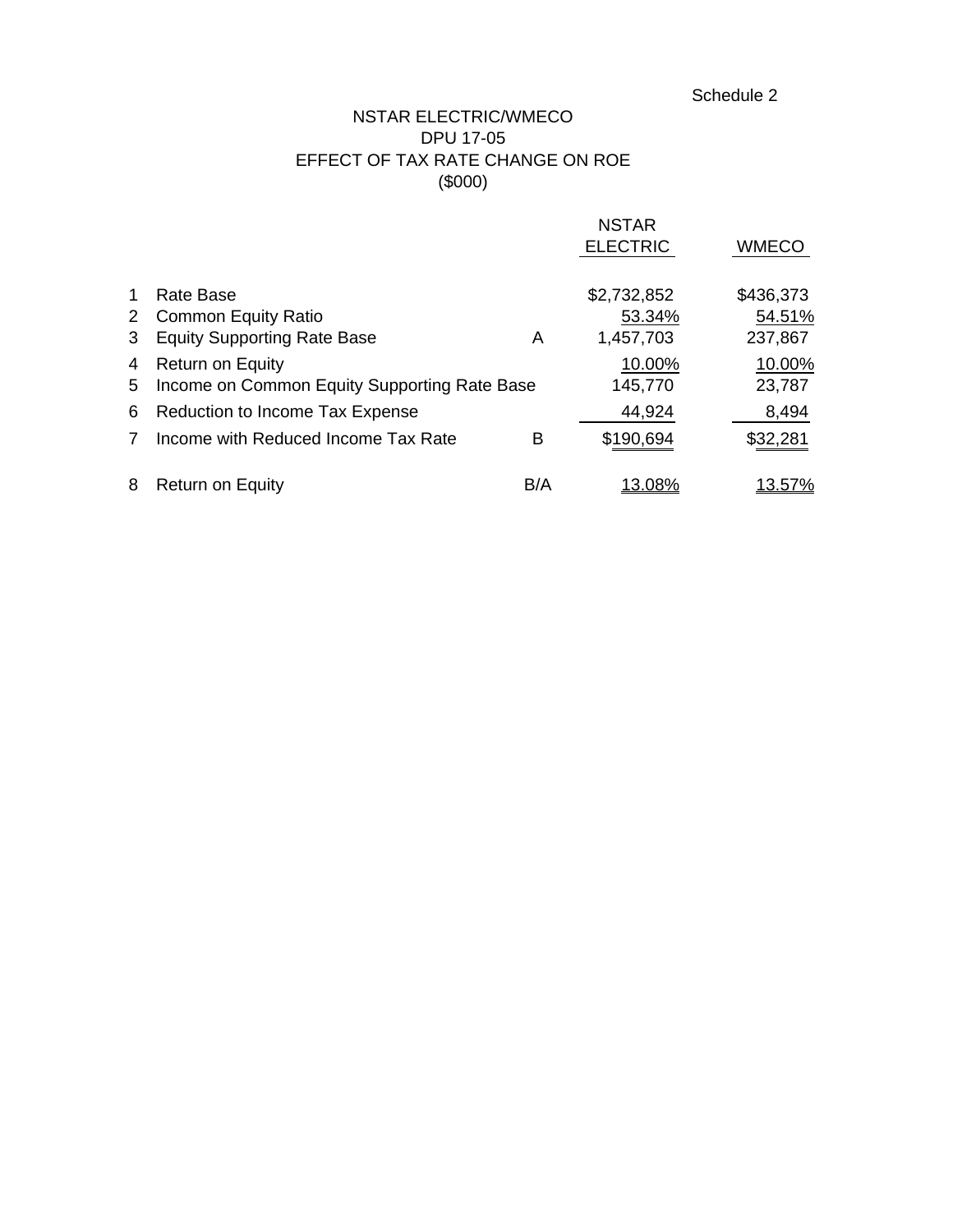Schedule 2

# NSTAR ELECTRIC/WMECO
## DPU 17-05
## EFFECT OF TAX RATE CHANGE ON ROE
## ($000)

| | | | NSTAR ELECTRIC | WMECO |
|---|---|---|---|---|
| 1 | Rate Base | | $2,732,852 | $436,373 |
| 2 | Common Equity Ratio | | 53.34% | 54.51% |
| 3 | Equity Supporting Rate Base | A | 1,457,703 | 237,867 |
| 4 | Return on Equity | | 10.00% | 10.00% |
| 5 | Income on Common Equity Supporting Rate Base | | 145,770 | 23,787 |
| 6 | Reduction to Income Tax Expense | | 44,924 | 8,494 |
| 7 | Income with Reduced Income Tax Rate | B | $190,694 | $32,281 |
| 8 | Return on Equity | B/A | 13.08% | 13.57% |